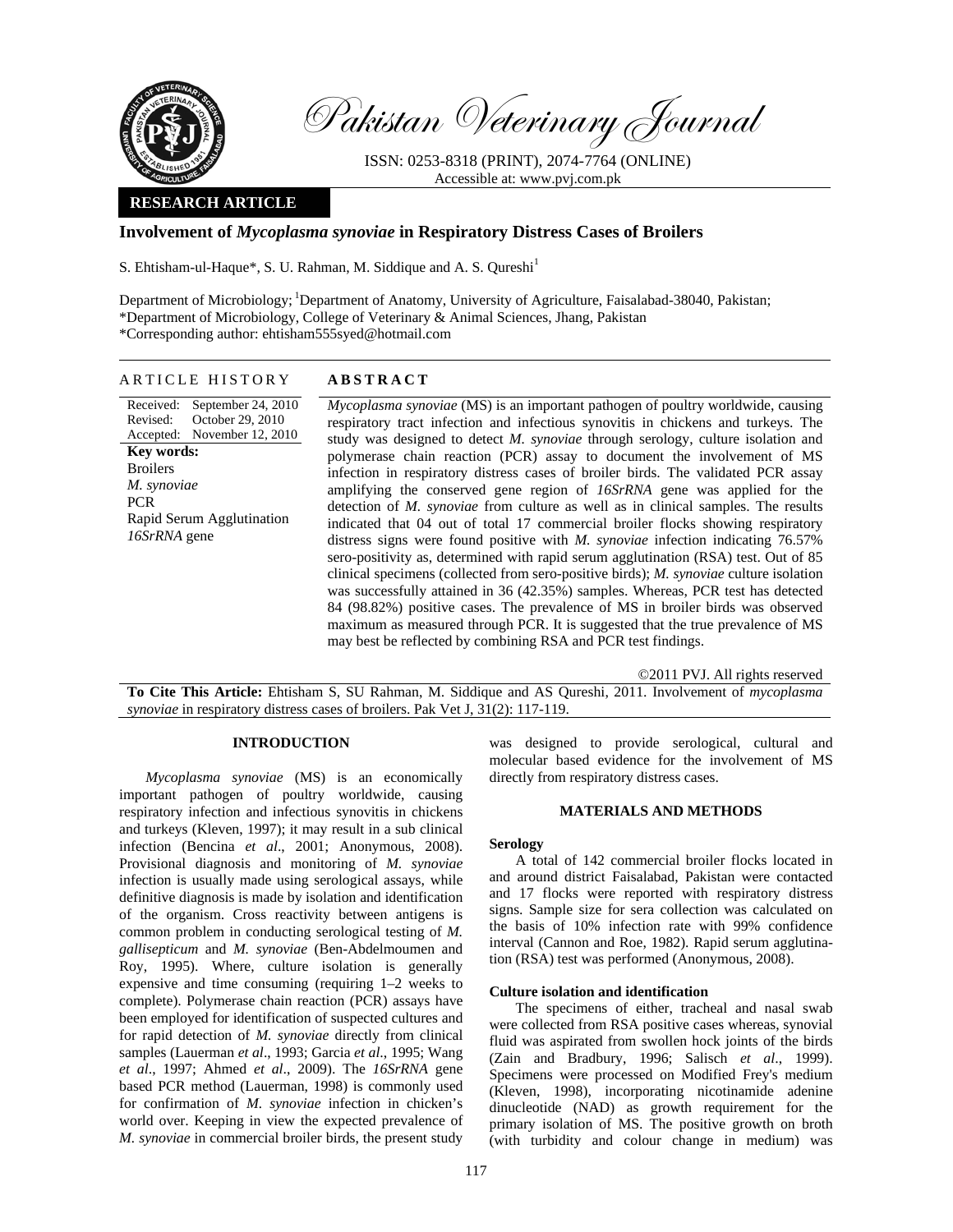# Involvement of *Mycoplasma synoviae* in Respiratory Distress Cases of Broilers

S. Ehtisham-ul-Haque*, S. U. Rahman, M. Siddique and A. S. Qureshi[1]

Department of Microbiology; [1]Department of Anatomy, University of Agriculture, Faisalabad-38040, Pakistan;
*Department of Microbiology, College of Veterinary & Animal Sciences, Jhang, Pakistan
*Corresponding author: ehtisham555syed@hotmail.com

## ARTICLE HISTORY

Received: September 24, 2010
Revised: October 29, 2010
Accepted: November 12, 2010

**Key words:**
Broilers
*M. synoviae*
PCR
Rapid Serum Agglutination
*16SrRNA* gene

## ABSTRACT

*Mycoplasma synoviae* (MS) is an important pathogen of poultry worldwide, causing respiratory tract infection and infectious synovitis in chickens and turkeys. The study was designed to detect *M. synoviae* through serology, culture isolation and polymerase chain reaction (PCR) assay to document the involvement of MS infection in respiratory distress cases of broiler birds. The validated PCR assay amplifying the conserved gene region of *16SrRNA* gene was applied for the detection of *M. synoviae* from culture as well as in clinical samples. The results indicated that 04 out of total 17 commercial broiler flocks showing respiratory distress signs were found positive with *M. synoviae* infection indicating 76.57% sero-positivity as, determined with rapid serum agglutination (RSA) test. Out of 85 clinical specimens (collected from sero-positive birds); *M. synoviae* culture isolation was successfully attained in 36 (42.35%) samples. Whereas, PCR test has detected 84 (98.82%) positive cases. The prevalence of MS in broiler birds was observed maximum as measured through PCR. It is suggested that the true prevalence of MS may best be reflected by combining RSA and PCR test findings.

©2011 PVJ. All rights reserved

**To Cite This Article:** Ehtisham S, SU Rahman, M. Siddique and AS Qureshi, 2011. Involvement of *mycoplasma synoviae* in respiratory distress cases of broilers. Pak Vet J, 31(2): 117-119.

## INTRODUCTION

*Mycoplasma synoviae* (MS) is an economically important pathogen of poultry worldwide, causing respiratory infection and infectious synovitis in chickens and turkeys (Kleven, 1997); it may result in a sub clinical infection (Bencina *et al*., 2001; Anonymous, 2008). Provisional diagnosis and monitoring of *M. synoviae* infection is usually made using serological assays, while definitive diagnosis is made by isolation and identification of the organism. Cross reactivity between antigens is common problem in conducting serological testing of *M. gallisepticum* and *M. synoviae* (Ben-Abdelmoumen and Roy, 1995). Where, culture isolation is generally expensive and time consuming (requiring 1–2 weeks to complete). Polymerase chain reaction (PCR) assays have been employed for identification of suspected cultures and for rapid detection of *M. synoviae* directly from clinical samples (Lauerman *et al*., 1993; Garcia *et al*., 1995; Wang *et al*., 1997; Ahmed *et al*., 2009). The *16SrRNA* gene based PCR method (Lauerman, 1998) is commonly used for confirmation of *M. synoviae* infection in chicken's world over. Keeping in view the expected prevalence of *M. synoviae* in commercial broiler birds, the present study was designed to provide serological, cultural and molecular based evidence for the involvement of MS directly from respiratory distress cases.

## MATERIALS AND METHODS

### Serology

A total of 142 commercial broiler flocks located in and around district Faisalabad, Pakistan were contacted and 17 flocks were reported with respiratory distress signs. Sample size for sera collection was calculated on the basis of 10% infection rate with 99% confidence interval (Cannon and Roe, 1982). Rapid serum agglutination (RSA) test was performed (Anonymous, 2008).

### Culture isolation and identification

The specimens of either, tracheal and nasal swab were collected from RSA positive cases whereas, synovial fluid was aspirated from swollen hock joints of the birds (Zain and Bradbury, 1996; Salisch *et al*., 1999). Specimens were processed on Modified Frey's medium (Kleven, 1998), incorporating nicotinamide adenine dinucleotide (NAD) as growth requirement for the primary isolation of MS. The positive growth on broth (with turbidity and colour change in medium) was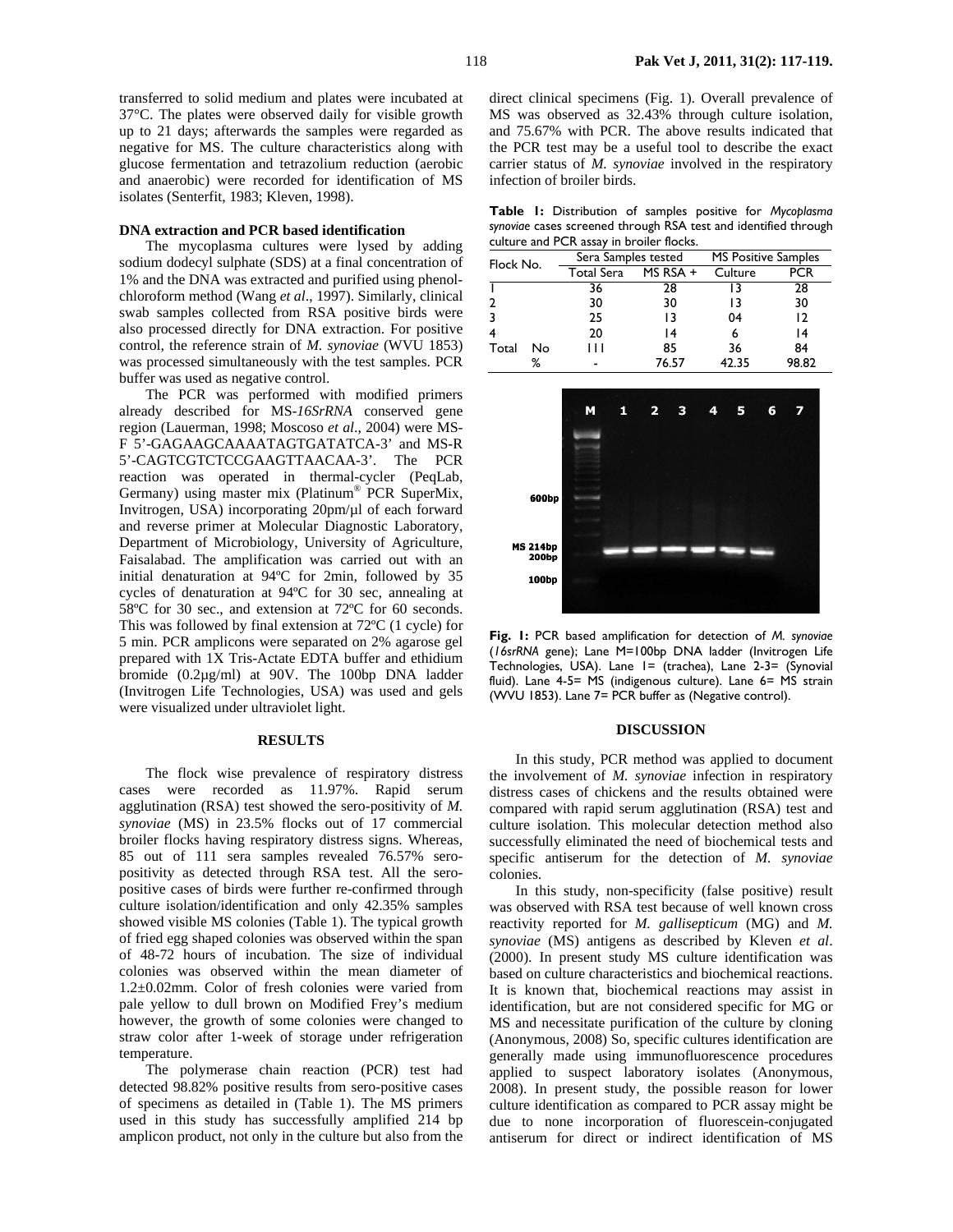transferred to solid medium and plates were incubated at 37°C. The plates were observed daily for visible growth up to 21 days; afterwards the samples were regarded as negative for MS. The culture characteristics along with glucose fermentation and tetrazolium reduction (aerobic and anaerobic) were recorded for identification of MS isolates (Senterfit, 1983; Kleven, 1998).

**DNA extraction and PCR based identification**

The mycoplasma cultures were lysed by adding sodium dodecyl sulphate (SDS) at a final concentration of 1% and the DNA was extracted and purified using phenol-chloroform method (Wang *et al*., 1997). Similarly, clinical swab samples collected from RSA positive birds were also processed directly for DNA extraction. For positive control, the reference strain of *M. synoviae* (WVU 1853) was processed simultaneously with the test samples. PCR buffer was used as negative control.

The PCR was performed with modified primers already described for MS-*16SrRNA* conserved gene region (Lauerman, 1998; Moscoso *et al*., 2004) were MS-F 5'-GAGAAGCAAAATAGTGATATCA-3' and MS-R 5'-CAGTCGTCTCCGAAGTTAACAA-3'. The PCR reaction was operated in thermal-cycler (PeqLab, Germany) using master mix (Platinum® PCR SuperMix, Invitrogen, USA) incorporating 20pm/µl of each forward and reverse primer at Molecular Diagnostic Laboratory, Department of Microbiology, University of Agriculture, Faisalabad. The amplification was carried out with an initial denaturation at 94ºC for 2min, followed by 35 cycles of denaturation at 94ºC for 30 sec, annealing at 58ºC for 30 sec., and extension at 72ºC for 60 seconds. This was followed by final extension at 72ºC (1 cycle) for 5 min. PCR amplicons were separated on 2% agarose gel prepared with 1X Tris-Actate EDTA buffer and ethidium bromide (0.2µg/ml) at 90V. The 100bp DNA ladder (Invitrogen Life Technologies, USA) was used and gels were visualized under ultraviolet light.

## RESULTS

The flock wise prevalence of respiratory distress cases were recorded as 11.97%. Rapid serum agglutination (RSA) test showed the sero-positivity of *M. synoviae* (MS) in 23.5% flocks out of 17 commercial broiler flocks having respiratory distress signs. Whereas, 85 out of 111 sera samples revealed 76.57% sero-positivity as detected through RSA test. All the sero-positive cases of birds were further re-confirmed through culture isolation/identification and only 42.35% samples showed visible MS colonies (Table 1). The typical growth of fried egg shaped colonies was observed within the span of 48-72 hours of incubation. The size of individual colonies was observed within the mean diameter of 1.2±0.02mm. Color of fresh colonies were varied from pale yellow to dull brown on Modified Frey's medium however, the growth of some colonies were changed to straw color after 1-week of storage under refrigeration temperature.

The polymerase chain reaction (PCR) test had detected 98.82% positive results from sero-positive cases of specimens as detailed in (Table 1). The MS primers used in this study has successfully amplified 214 bp amplicon product, not only in the culture but also from the direct clinical specimens (Fig. 1). Overall prevalence of MS was observed as 32.43% through culture isolation, and 75.67% with PCR. The above results indicated that the PCR test may be a useful tool to describe the exact carrier status of *M. synoviae* involved in the respiratory infection of broiler birds.

**Table 1:** Distribution of samples positive for *Mycoplasma synoviae* cases screened through RSA test and identified through culture and PCR assay in broiler flocks.

| Flock No. | | Sera Samples tested | | MS Positive Samples | |
|---|---|---|---|---|---|
| | | Total Sera | MS RSA + | Culture | PCR |
| 1 | | 36 | 28 | 13 | 28 |
| 2 | | 30 | 30 | 13 | 30 |
| 3 | | 25 | 13 | 04 | 12 |
| 4 | | 20 | 14 | 6 | 14 |
| Total | No | 111 | 85 | 36 | 84 |
| | % | - | 76.57 | 42.35 | 98.82 |

**Fig. 1:** PCR based amplification for detection of *M. synoviae* (*16srRNA* gene); Lane M=100bp DNA ladder (Invitrogen Life Technologies, USA). Lane 1= (trachea), Lane 2-3= (Synovial fluid). Lane 4-5= MS (indigenous culture). Lane 6= MS strain (WVU 1853). Lane 7= PCR buffer as (Negative control).

## DISCUSSION

In this study, PCR method was applied to document the involvement of *M. synoviae* infection in respiratory distress cases of chickens and the results obtained were compared with rapid serum agglutination (RSA) test and culture isolation. This molecular detection method also successfully eliminated the need of biochemical tests and specific antiserum for the detection of *M. synoviae* colonies.

In this study, non-specificity (false positive) result was observed with RSA test because of well known cross reactivity reported for *M. gallisepticum* (MG) and *M. synoviae* (MS) antigens as described by Kleven *et al*. (2000). In present study MS culture identification was based on culture characteristics and biochemical reactions. It is known that, biochemical reactions may assist in identification, but are not considered specific for MG or MS and necessitate purification of the culture by cloning (Anonymous, 2008) So, specific cultures identification are generally made using immunofluorescence procedures applied to suspect laboratory isolates (Anonymous, 2008). In present study, the possible reason for lower culture identification as compared to PCR assay might be due to none incorporation of fluorescein-conjugated antiserum for direct or indirect identification of MS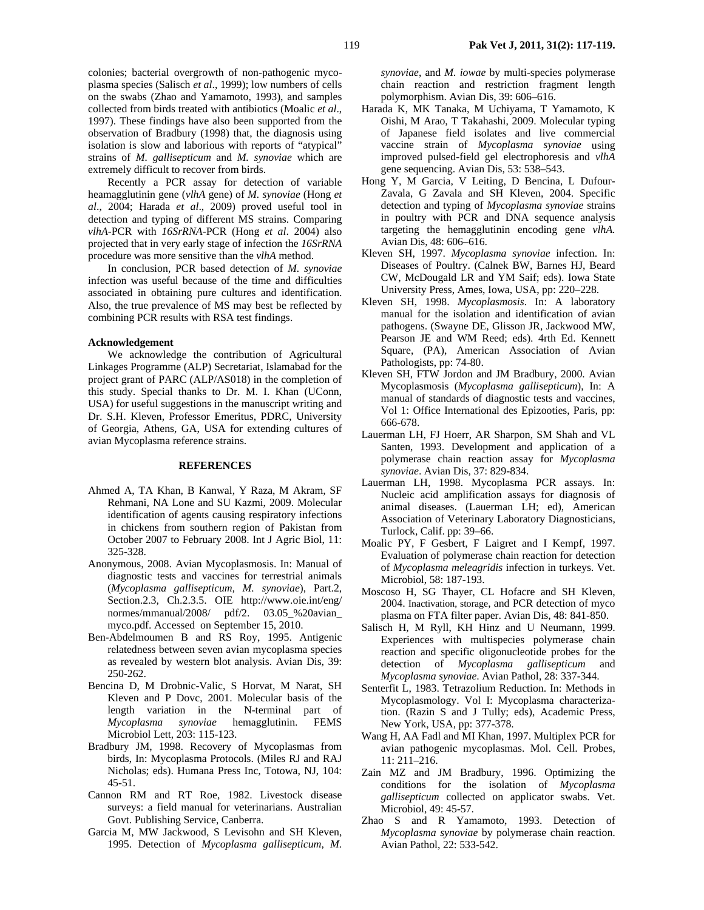colonies; bacterial overgrowth of non-pathogenic mycoplasma species (Salisch *et al*., 1999); low numbers of cells on the swabs (Zhao and Yamamoto, 1993), and samples collected from birds treated with antibiotics (Moalic *et al*., 1997). These findings have also been supported from the observation of Bradbury (1998) that, the diagnosis using isolation is slow and laborious with reports of "atypical" strains of *M. gallisepticum* and *M. synoviae* which are extremely difficult to recover from birds.

Recently a PCR assay for detection of variable heamagglutinin gene (*vlhA* gene) of *M. synoviae* (Hong *et al*., 2004; Harada *et al*., 2009) proved useful tool in detection and typing of different MS strains. Comparing *vlhA*-PCR with *16SrRNA*-PCR (Hong *et al*. 2004) also projected that in very early stage of infection the *16SrRNA* procedure was more sensitive than the *vlhA* method.

In conclusion, PCR based detection of *M. synoviae* infection was useful because of the time and difficulties associated in obtaining pure cultures and identification. Also, the true prevalence of MS may best be reflected by combining PCR results with RSA test findings.

**Acknowledgement**

We acknowledge the contribution of Agricultural Linkages Programme (ALP) Secretariat, Islamabad for the project grant of PARC (ALP/AS018) in the completion of this study. Special thanks to Dr. M. I. Khan (UConn, USA) for useful suggestions in the manuscript writing and Dr. S.H. Kleven, Professor Emeritus, PDRC, University of Georgia, Athens, GA, USA for extending cultures of avian Mycoplasma reference strains.

## REFERENCES

Ahmed A, TA Khan, B Kanwal, Y Raza, M Akram, SF Rehmani, NA Lone and SU Kazmi, 2009. Molecular identification of agents causing respiratory infections in chickens from southern region of Pakistan from October 2007 to February 2008. Int J Agric Biol, 11: 325-328.

Anonymous, 2008. Avian Mycoplasmosis. In: Manual of diagnostic tests and vaccines for terrestrial animals (*Mycoplasma gallisepticum, M. synoviae*), Part.2, Section.2.3, Ch.2.3.5. OIE http://www.oie.int/eng/normes/mmanual/2008/ pdf/2. 03.05_%20avian_myco.pdf. Accessed on September 15, 2010.

Ben-Abdelmoumen B and RS Roy, 1995. Antigenic relatedness between seven avian mycoplasma species as revealed by western blot analysis. Avian Dis, 39: 250-262.

Bencina D, M Drobnic-Valic, S Horvat, M Narat, SH Kleven and P Dovc, 2001. Molecular basis of the length variation in the N-terminal part of *Mycoplasma synoviae* hemagglutinin. FEMS Microbiol Lett, 203: 115-123.

Bradbury JM, 1998. Recovery of Mycoplasmas from birds, In: Mycoplasma Protocols. (Miles RJ and RAJ Nicholas; eds). Humana Press Inc, Totowa, NJ, 104: 45-51.

Cannon RM and RT Roe, 1982. Livestock disease surveys: a field manual for veterinarians. Australian Govt. Publishing Service, Canberra.

Garcia M, MW Jackwood, S Levisohn and SH Kleven, 1995. Detection of *Mycoplasma gallisepticum, M. synoviae*, and *M. iowae* by multi-species polymerase chain reaction and restriction fragment length polymorphism. Avian Dis, 39: 606–616.

Harada K, MK Tanaka, M Uchiyama, T Yamamoto, K Oishi, M Arao, T Takahashi, 2009. Molecular typing of Japanese field isolates and live commercial vaccine strain of *Mycoplasma synoviae* using improved pulsed-field gel electrophoresis and *vlhA* gene sequencing. Avian Dis, 53: 538–543.

Hong Y, M Garcia, V Leiting, D Bencina, L Dufour-Zavala, G Zavala and SH Kleven, 2004. Specific detection and typing of *Mycoplasma synoviae* strains in poultry with PCR and DNA sequence analysis targeting the hemagglutinin encoding gene *vlhA.* Avian Dis, 48: 606–616.

Kleven SH, 1997. *Mycoplasma synoviae* infection. In: Diseases of Poultry. (Calnek BW, Barnes HJ, Beard CW, McDougald LR and YM Saif; eds). Iowa State University Press, Ames, Iowa, USA, pp: 220–228.

Kleven SH, 1998. *Mycoplasmosis*. In: A laboratory manual for the isolation and identification of avian pathogens. (Swayne DE, Glisson JR, Jackwood MW, Pearson JE and WM Reed; eds). 4rth Ed. Kennett Square, (PA), American Association of Avian Pathologists, pp: 74-80.

Kleven SH, FTW Jordon and JM Bradbury, 2000. Avian Mycoplasmosis (*Mycoplasma gallisepticum*), In: A manual of standards of diagnostic tests and vaccines, Vol 1: Office International des Epizooties, Paris, pp: 666-678.

Lauerman LH, FJ Hoerr, AR Sharpon, SM Shah and VL Santen, 1993. Development and application of a polymerase chain reaction assay for *Mycoplasma synoviae*. Avian Dis, 37: 829-834.

Lauerman LH, 1998. Mycoplasma PCR assays. In: Nucleic acid amplification assays for diagnosis of animal diseases. (Lauerman LH; ed), American Association of Veterinary Laboratory Diagnosticians, Turlock, Calif. pp: 39–66.

Moalic PY, F Gesbert, F Laigret and I Kempf, 1997. Evaluation of polymerase chain reaction for detection of *Mycoplasma meleagridis* infection in turkeys. Vet. Microbiol, 58: 187-193.

Moscoso H, SG Thayer, CL Hofacre and SH Kleven, 2004. Inactivation, storage, and PCR detection of myco plasma on FTA filter paper. Avian Dis, 48: 841-850.

Salisch H, M Ryll, KH Hinz and U Neumann, 1999. Experiences with multispecies polymerase chain reaction and specific oligonucleotide probes for the detection of *Mycoplasma gallisepticum* and *Mycoplasma synoviae*. Avian Pathol, 28: 337-344.

Senterfit L, 1983. Tetrazolium Reduction. In: Methods in Mycoplasmology. Vol I: Mycoplasma characterization. (Razin S and J Tully; eds), Academic Press, New York, USA, pp: 377-378.

Wang H, AA Fadl and MI Khan, 1997. Multiplex PCR for avian pathogenic mycoplasmas. Mol. Cell. Probes, 11: 211–216.

Zain MZ and JM Bradbury, 1996. Optimizing the conditions for the isolation of *Mycoplasma gallisepticum* collected on applicator swabs. Vet. Microbiol, 49: 45-57.

Zhao S and R Yamamoto, 1993. Detection of *Mycoplasma synoviae* by polymerase chain reaction. Avian Pathol, 22: 533-542.